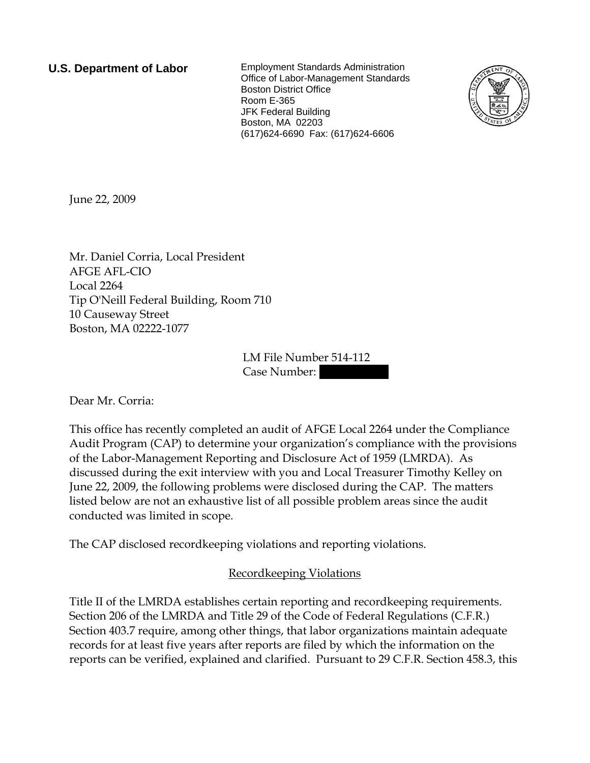**U.S. Department of Labor**

Employment Standards Administration
Office of Labor-Management Standards
Boston District Office
Room E-365
JFK Federal Building
Boston, MA 02203
(617)624-6690 Fax: (617)624-6606

June 22, 2009

Mr. Daniel Corria, Local President
AFGE AFL-CIO
Local 2264
Tip O'Neill Federal Building, Room 710
10 Causeway Street
Boston, MA 02222-1077

LM File Number 514-112
Case Number: [REDACTED]

Dear Mr. Corria:

This office has recently completed an audit of AFGE Local 2264 under the Compliance Audit Program (CAP) to determine your organization's compliance with the provisions of the Labor-Management Reporting and Disclosure Act of 1959 (LMRDA). As discussed during the exit interview with you and Local Treasurer Timothy Kelley on June 22, 2009, the following problems were disclosed during the CAP. The matters listed below are not an exhaustive list of all possible problem areas since the audit conducted was limited in scope.

The CAP disclosed recordkeeping violations and reporting violations.

## Recordkeeping Violations

Title II of the LMRDA establishes certain reporting and recordkeeping requirements. Section 206 of the LMRDA and Title 29 of the Code of Federal Regulations (C.F.R.) Section 403.7 require, among other things, that labor organizations maintain adequate records for at least five years after reports are filed by which the information on the reports can be verified, explained and clarified. Pursuant to 29 C.F.R. Section 458.3, this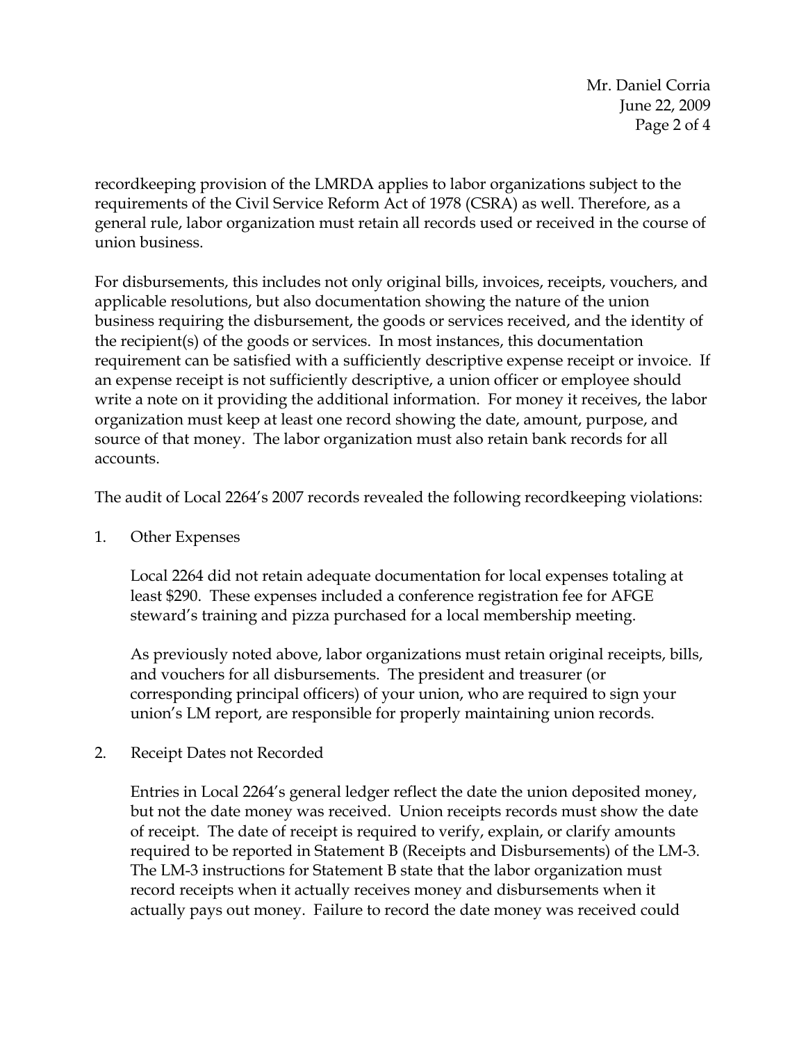recordkeeping provision of the LMRDA applies to labor organizations subject to the requirements of the Civil Service Reform Act of 1978 (CSRA) as well. Therefore, as a general rule, labor organization must retain all records used or received in the course of union business.

For disbursements, this includes not only original bills, invoices, receipts, vouchers, and applicable resolutions, but also documentation showing the nature of the union business requiring the disbursement, the goods or services received, and the identity of the recipient(s) of the goods or services. In most instances, this documentation requirement can be satisfied with a sufficiently descriptive expense receipt or invoice. If an expense receipt is not sufficiently descriptive, a union officer or employee should write a note on it providing the additional information. For money it receives, the labor organization must keep at least one record showing the date, amount, purpose, and source of that money. The labor organization must also retain bank records for all accounts.

The audit of Local 2264's 2007 records revealed the following recordkeeping violations:

1. Other Expenses

   Local 2264 did not retain adequate documentation for local expenses totaling at least $290. These expenses included a conference registration fee for AFGE steward's training and pizza purchased for a local membership meeting.

   As previously noted above, labor organizations must retain original receipts, bills, and vouchers for all disbursements. The president and treasurer (or corresponding principal officers) of your union, who are required to sign your union's LM report, are responsible for properly maintaining union records.

2. Receipt Dates not Recorded

   Entries in Local 2264's general ledger reflect the date the union deposited money, but not the date money was received. Union receipts records must show the date of receipt. The date of receipt is required to verify, explain, or clarify amounts required to be reported in Statement B (Receipts and Disbursements) of the LM-3. The LM-3 instructions for Statement B state that the labor organization must record receipts when it actually receives money and disbursements when it actually pays out money. Failure to record the date money was received could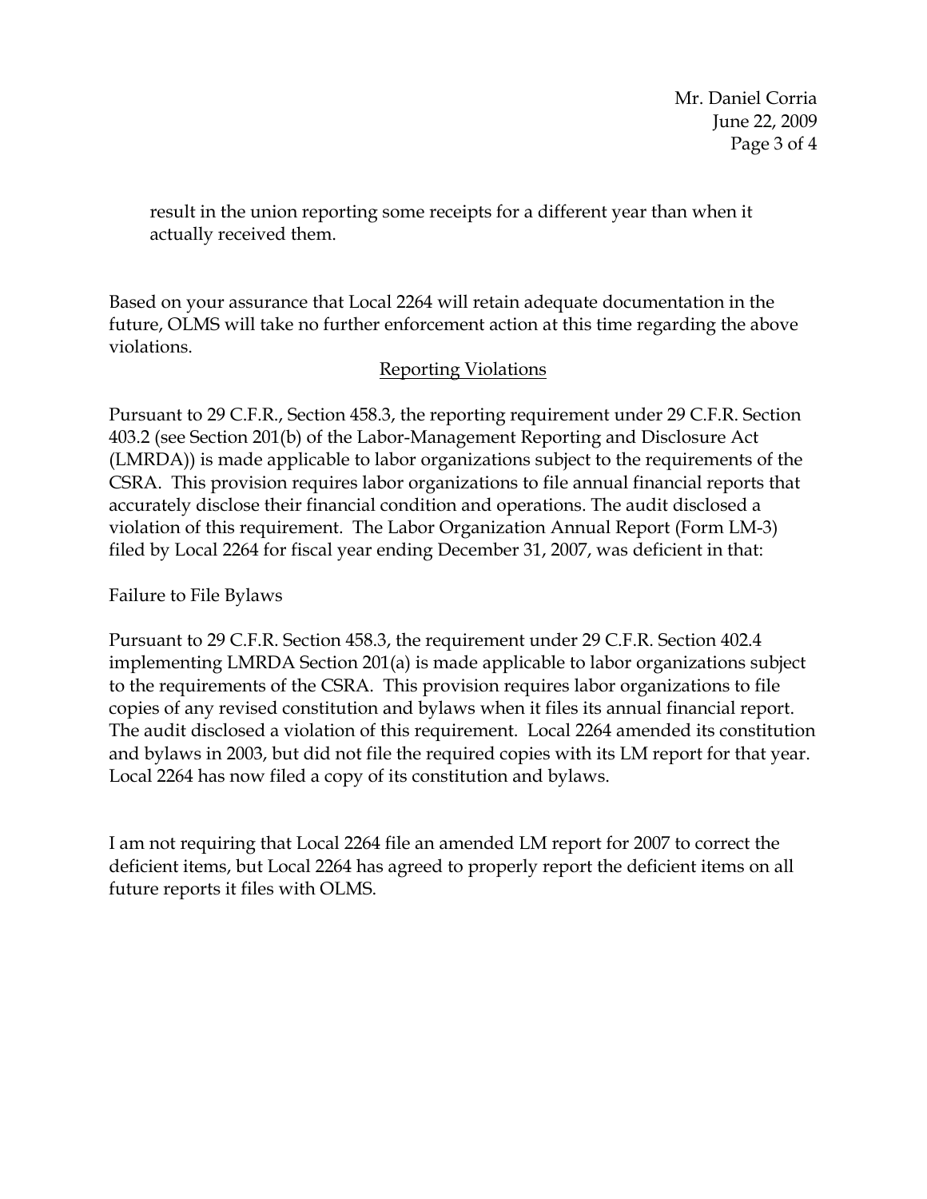result in the union reporting some receipts for a different year than when it actually received them.

Based on your assurance that Local 2264 will retain adequate documentation in the future, OLMS will take no further enforcement action at this time regarding the above violations.

## Reporting Violations

Pursuant to 29 C.F.R., Section 458.3, the reporting requirement under 29 C.F.R. Section 403.2 (see Section 201(b) of the Labor-Management Reporting and Disclosure Act (LMRDA)) is made applicable to labor organizations subject to the requirements of the CSRA. This provision requires labor organizations to file annual financial reports that accurately disclose their financial condition and operations. The audit disclosed a violation of this requirement. The Labor Organization Annual Report (Form LM-3) filed by Local 2264 for fiscal year ending December 31, 2007, was deficient in that:

Failure to File Bylaws

Pursuant to 29 C.F.R. Section 458.3, the requirement under 29 C.F.R. Section 402.4 implementing LMRDA Section 201(a) is made applicable to labor organizations subject to the requirements of the CSRA. This provision requires labor organizations to file copies of any revised constitution and bylaws when it files its annual financial report. The audit disclosed a violation of this requirement. Local 2264 amended its constitution and bylaws in 2003, but did not file the required copies with its LM report for that year. Local 2264 has now filed a copy of its constitution and bylaws.

I am not requiring that Local 2264 file an amended LM report for 2007 to correct the deficient items, but Local 2264 has agreed to properly report the deficient items on all future reports it files with OLMS.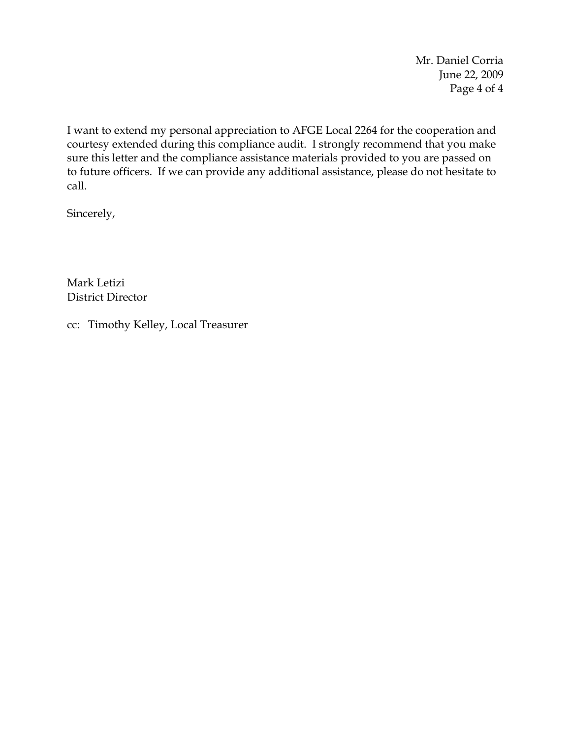I want to extend my personal appreciation to AFGE Local 2264 for the cooperation and courtesy extended during this compliance audit. I strongly recommend that you make sure this letter and the compliance assistance materials provided to you are passed on to future officers. If we can provide any additional assistance, please do not hesitate to call.

Sincerely,

Mark Letizi
District Director

cc: Timothy Kelley, Local Treasurer